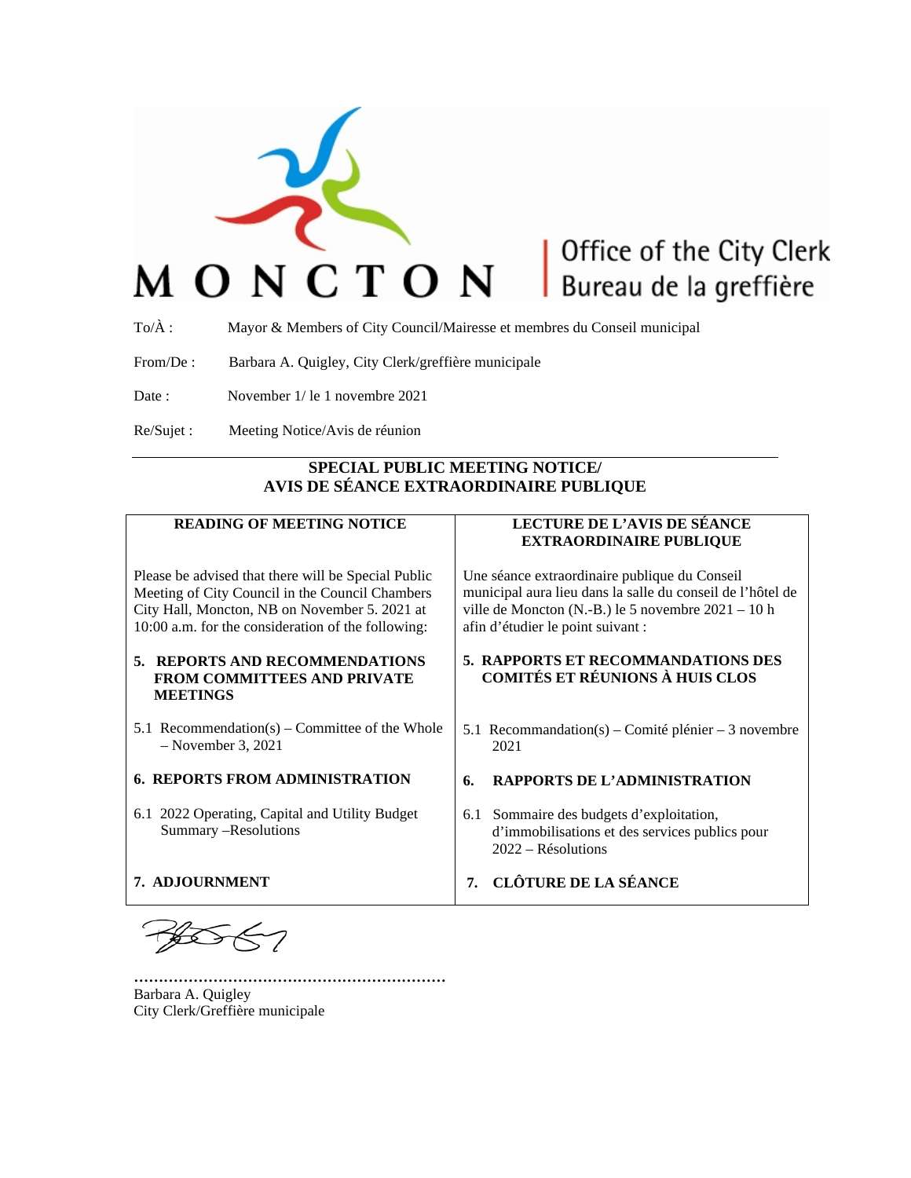MONCTON | Office of the City Clerk
Bureau de la greffière

To/À : Mayor & Members of City Council/Mairesse et membres du Conseil municipal

From/De : Barbara A. Quigley, City Clerk/greffière municipale

Date : November 1/ le 1 novembre 2021

Re/Sujet : Meeting Notice/Avis de réunion

---

**SPECIAL PUBLIC MEETING NOTICE/
AVIS DE SÉANCE EXTRAORDINAIRE PUBLIQUE**

| **READING OF MEETING NOTICE** | **LECTURE DE L'AVIS DE SÉANCE EXTRAORDINAIRE PUBLIQUE** |
|---|---|
| Please be advised that there will be Special Public Meeting of City Council in the Council Chambers City Hall, Moncton, NB on November 5. 2021 at 10:00 a.m. for the consideration of the following: | Une séance extraordinaire publique du Conseil municipal aura lieu dans la salle du conseil de l'hôtel de ville de Moncton (N.-B.) le 5 novembre 2021 – 10 h afin d'étudier le point suivant : |
| **5. REPORTS AND RECOMMENDATIONS FROM COMMITTEES AND PRIVATE MEETINGS** | **5. RAPPORTS ET RECOMMANDATIONS DES COMITÉS ET RÉUNIONS À HUIS CLOS** |
| 5.1 Recommendation(s) – Committee of the Whole – November 3, 2021 | 5.1 Recommandation(s) – Comité plénier – 3 novembre 2021 |
| **6. REPORTS FROM ADMINISTRATION** | **6. RAPPORTS DE L'ADMINISTRATION** |
| 6.1 2022 Operating, Capital and Utility Budget Summary –Resolutions | 6.1 Sommaire des budgets d'exploitation, d'immobilisations et des services publics pour 2022 – Résolutions |
| **7. ADJOURNMENT** | **7. CLÔTURE DE LA SÉANCE** |

..............................................................
Barbara A. Quigley
City Clerk/Greffière municipale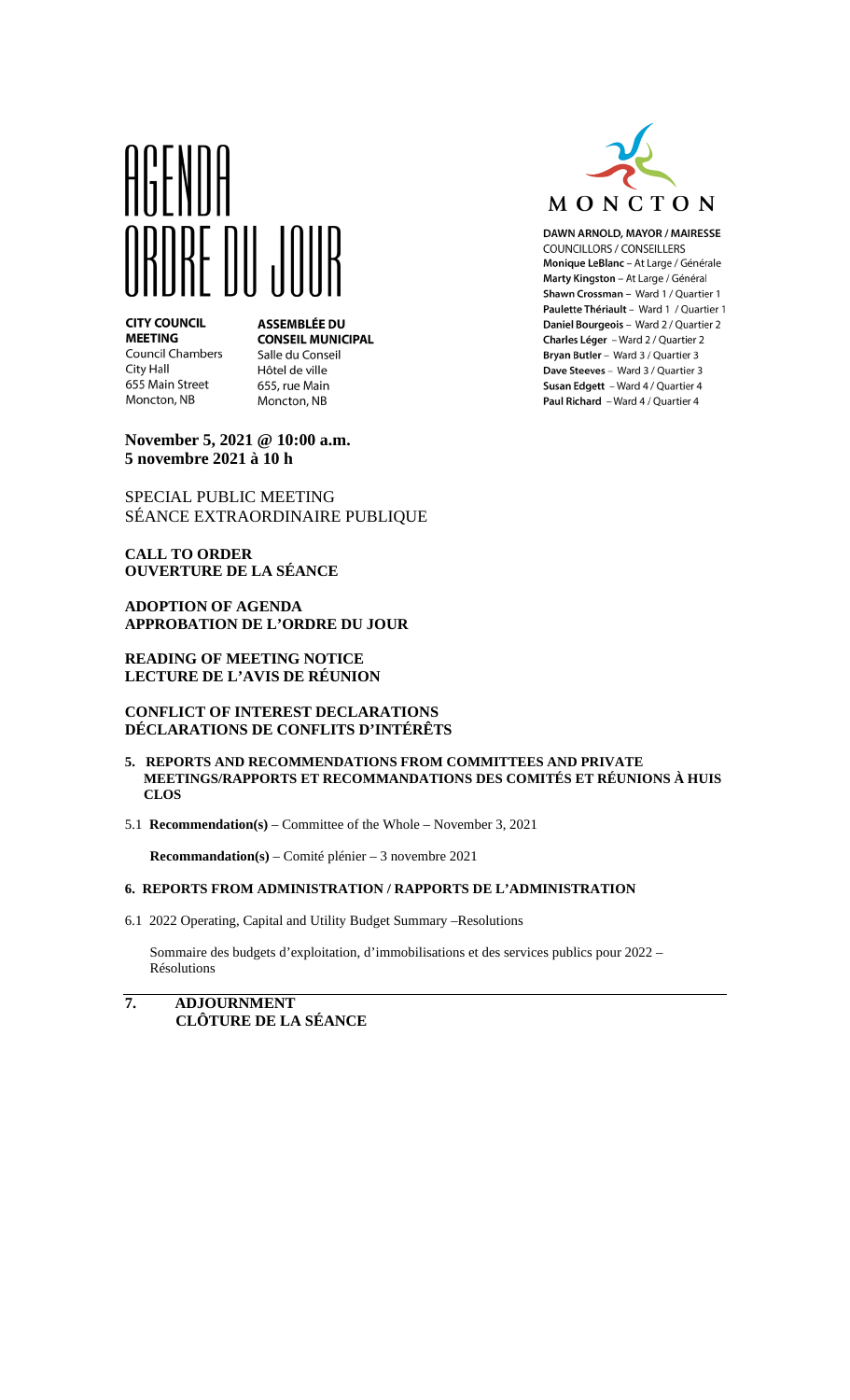# AGENDA
# ORDRE DU JOUR

**CITY COUNCIL MEETING**
Council Chambers
City Hall
655 Main Street
Moncton, NB

**ASSEMBLÉE DU CONSEIL MUNICIPAL**
Salle du Conseil
Hôtel de ville
655, rue Main
Moncton, NB

MONCTON

**DAWN ARNOLD, MAYOR / MAIRESSE**
COUNCILLORS / CONSEILLERS
**Monique LeBlanc** – At Large / Générale
**Marty Kingston** – At Large / Général
**Shawn Crossman** – Ward 1 / Quartier 1
**Paulette Thériault** – Ward 1 / Quartier 1
**Daniel Bourgeois** – Ward 2 / Quartier 2
**Charles Léger** – Ward 2 / Quartier 2
**Bryan Butler** – Ward 3 / Quartier 3
**Dave Steeves** – Ward 3 / Quartier 3
**Susan Edgett** – Ward 4 / Quartier 4
**Paul Richard** – Ward 4 / Quartier 4

**November 5, 2021 @ 10:00 a.m.**
**5 novembre 2021 à 10 h**

SPECIAL PUBLIC MEETING
SÉANCE EXTRAORDINAIRE PUBLIQUE

**CALL TO ORDER**
**OUVERTURE DE LA SÉANCE**

**ADOPTION OF AGENDA**
**APPROBATION DE L'ORDRE DU JOUR**

**READING OF MEETING NOTICE**
**LECTURE DE L'AVIS DE RÉUNION**

**CONFLICT OF INTEREST DECLARATIONS**
**DÉCLARATIONS DE CONFLITS D'INTÉRÊTS**

**5. REPORTS AND RECOMMENDATIONS FROM COMMITTEES AND PRIVATE MEETINGS/RAPPORTS ET RECOMMANDATIONS DES COMITÉS ET RÉUNIONS À HUIS CLOS**

5.1 **Recommendation(s)** – Committee of the Whole – November 3, 2021

**Recommandation(s)** – Comité plénier – 3 novembre 2021

**6. REPORTS FROM ADMINISTRATION / RAPPORTS DE L'ADMINISTRATION**

6.1 2022 Operating, Capital and Utility Budget Summary –Resolutions

Sommaire des budgets d'exploitation, d'immobilisations et des services publics pour 2022 – Résolutions

**7. ADJOURNMENT**
**CLÔTURE DE LA SÉANCE**